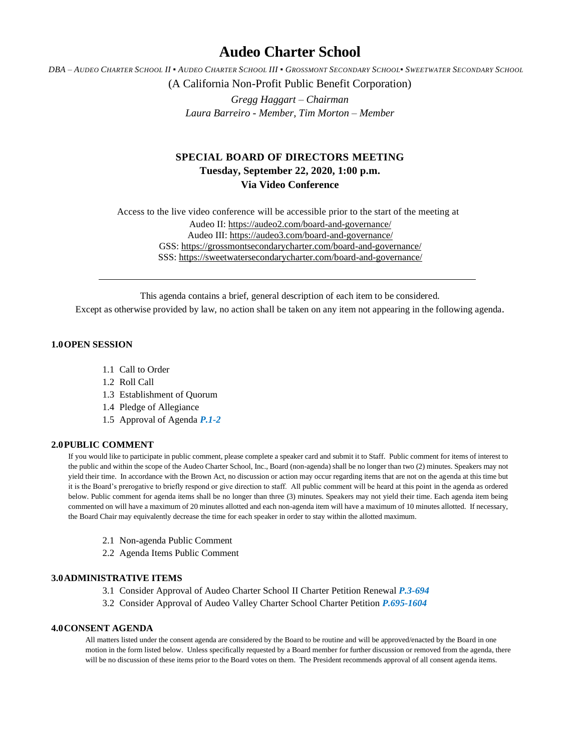# Audeo Charter School

*DBA – AUDEO CHARTER SCHOOL II ▪ AUDEO CHARTER SCHOOL III ▪ GROSSMONT SECONDARY SCHOOL▪ SWEETWATER SECONDARY SCHOOL*

(A California Non-Profit Public Benefit Corporation)

*Gregg Haggart – Chairman*

*Laura Barreiro - Member, Tim Morton – Member*

## SPECIAL BOARD OF DIRECTORS MEETING

**Tuesday, September 22, 2020, 1:00 p.m.**

**Via Video Conference**

Access to the live video conference will be accessible prior to the start of the meeting at

Audeo II: https://audeo2.com/board-and-governance/

Audeo III: https://audeo3.com/board-and-governance/

GSS: https://grossmontsecondarycharter.com/board-and-governance/

SSS: https://sweetwatersecondarycharter.com/board-and-governance/

---

This agenda contains a brief, general description of each item to be considered.

Except as otherwise provided by law, no action shall be taken on any item not appearing in the following agenda.

### 1.0 OPEN SESSION

1.1 Call to Order
1.2 Roll Call
1.3 Establishment of Quorum
1.4 Pledge of Allegiance
1.5 Approval of Agenda ***P.1-2***

### 2.0 PUBLIC COMMENT

If you would like to participate in public comment, please complete a speaker card and submit it to Staff. Public comment for items of interest to the public and within the scope of the Audeo Charter School, Inc., Board (non-agenda) shall be no longer than two (2) minutes. Speakers may not yield their time. In accordance with the Brown Act, no discussion or action may occur regarding items that are not on the agenda at this time but it is the Board's prerogative to briefly respond or give direction to staff. All public comment will be heard at this point in the agenda as ordered below. Public comment for agenda items shall be no longer than three (3) minutes. Speakers may not yield their time. Each agenda item being commented on will have a maximum of 20 minutes allotted and each non-agenda item will have a maximum of 10 minutes allotted. If necessary, the Board Chair may equivalently decrease the time for each speaker in order to stay within the allotted maximum.

2.1 Non-agenda Public Comment
2.2 Agenda Items Public Comment

### 3.0 ADMINISTRATIVE ITEMS

3.1 Consider Approval of Audeo Charter School II Charter Petition Renewal ***P.3-694***
3.2 Consider Approval of Audeo Valley Charter School Charter Petition ***P.695-1604***

### 4.0 CONSENT AGENDA

All matters listed under the consent agenda are considered by the Board to be routine and will be approved/enacted by the Board in one motion in the form listed below. Unless specifically requested by a Board member for further discussion or removed from the agenda, there will be no discussion of these items prior to the Board votes on them. The President recommends approval of all consent agenda items.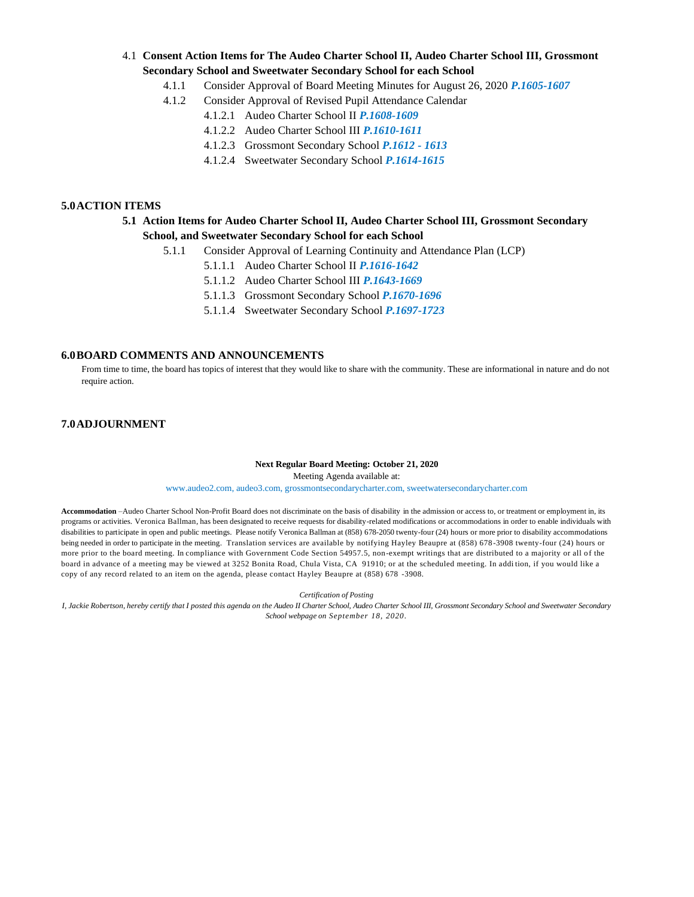4.1 **Consent Action Items for The Audeo Charter School II, Audeo Charter School III, Grossmont Secondary School and Sweetwater Secondary School for each School**

- 4.1.1 Consider Approval of Board Meeting Minutes for August 26, 2020 ***P.1605-1607***
- 4.1.2 Consider Approval of Revised Pupil Attendance Calendar
  - 4.1.2.1 Audeo Charter School II ***P.1608-1609***
  - 4.1.2.2 Audeo Charter School III ***P.1610-1611***
  - 4.1.2.3 Grossmont Secondary School ***P.1612 - 1613***
  - 4.1.2.4 Sweetwater Secondary School ***P.1614-1615***

## 5.0 ACTION ITEMS

**5.1 Action Items for Audeo Charter School II, Audeo Charter School III, Grossmont Secondary School, and Sweetwater Secondary School for each School**

- 5.1.1 Consider Approval of Learning Continuity and Attendance Plan (LCP)
  - 5.1.1.1 Audeo Charter School II ***P.1616-1642***
  - 5.1.1.2 Audeo Charter School III ***P.1643-1669***
  - 5.1.1.3 Grossmont Secondary School ***P.1670-1696***
  - 5.1.1.4 Sweetwater Secondary School ***P.1697-1723***

## 6.0 BOARD COMMENTS AND ANNOUNCEMENTS

From time to time, the board has topics of interest that they would like to share with the community. These are informational in nature and do not require action.

## 7.0 ADJOURNMENT

**Next Regular Board Meeting: October 21, 2020**

Meeting Agenda available at:

www.audeo2.com, audeo3.com, grossmontsecondarycharter.com, sweetwatersecondarycharter.com

**Accommodation** –Audeo Charter School Non-Profit Board does not discriminate on the basis of disability in the admission or access to, or treatment or employment in, its programs or activities. Veronica Ballman, has been designated to receive requests for disability-related modifications or accommodations in order to enable individuals with disabilities to participate in open and public meetings. Please notify Veronica Ballman at (858) 678-2050 twenty-four (24) hours or more prior to disability accommodations being needed in order to participate in the meeting. Translation services are available by notifying Hayley Beaupre at (858) 678-3908 twenty-four (24) hours or more prior to the board meeting. In compliance with Government Code Section 54957.5, non-exempt writings that are distributed to a majority or all of the board in advance of a meeting may be viewed at 3252 Bonita Road, Chula Vista, CA 91910; or at the scheduled meeting. In addition, if you would like a copy of any record related to an item on the agenda, please contact Hayley Beaupre at (858) 678 -3908.

*Certification of Posting*

*I, Jackie Robertson, hereby certify that I posted this agenda on the Audeo II Charter School, Audeo Charter School III, Grossmont Secondary School and Sweetwater Secondary School webpage on September 18, 2020.*